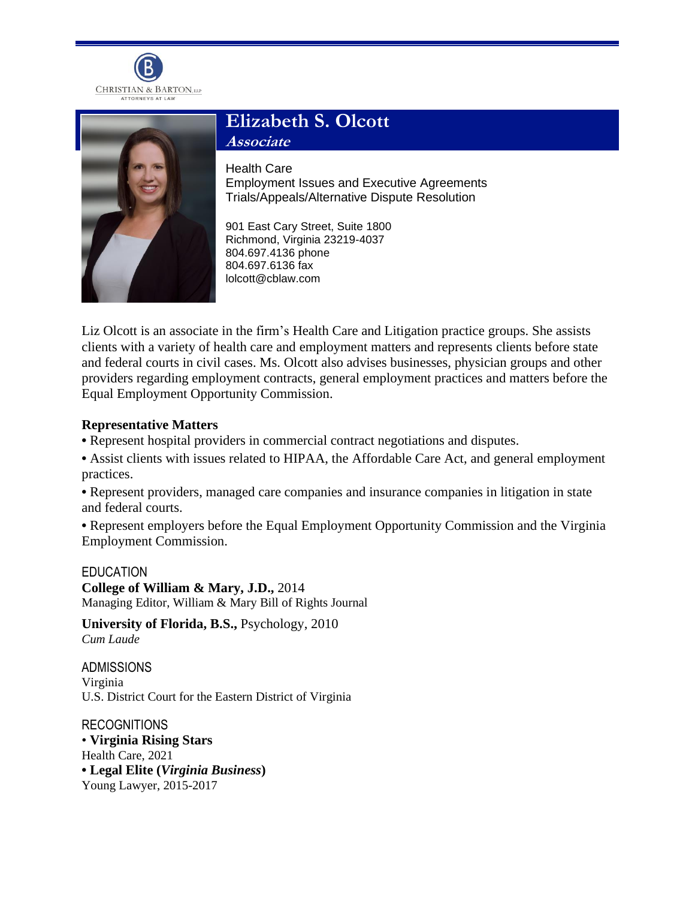CHRISTIAN & BARTON, LLP
ATTORNEYS AT LAW

# Elizabeth S. Olcott

***Associate***

Health Care
Employment Issues and Executive Agreements
Trials/Appeals/Alternative Dispute Resolution

901 East Cary Street, Suite 1800
Richmond, Virginia 23219-4037
804.697.4136 phone
804.697.6136 fax
lolcott@cblaw.com

Liz Olcott is an associate in the firm's Health Care and Litigation practice groups. She assists clients with a variety of health care and employment matters and represents clients before state and federal courts in civil cases. Ms. Olcott also advises businesses, physician groups and other providers regarding employment contracts, general employment practices and matters before the Equal Employment Opportunity Commission.

## Representative Matters

- Represent hospital providers in commercial contract negotiations and disputes.
- Assist clients with issues related to HIPAA, the Affordable Care Act, and general employment practices.
- Represent providers, managed care companies and insurance companies in litigation in state and federal courts.
- Represent employers before the Equal Employment Opportunity Commission and the Virginia Employment Commission.

## EDUCATION

**College of William & Mary, J.D.,** 2014
Managing Editor, William & Mary Bill of Rights Journal

**University of Florida, B.S.,** Psychology, 2010
*Cum Laude*

## ADMISSIONS

Virginia
U.S. District Court for the Eastern District of Virginia

## RECOGNITIONS

- **Virginia Rising Stars**
  Health Care, 2021
- **Legal Elite (*Virginia Business*)**
  Young Lawyer, 2015-2017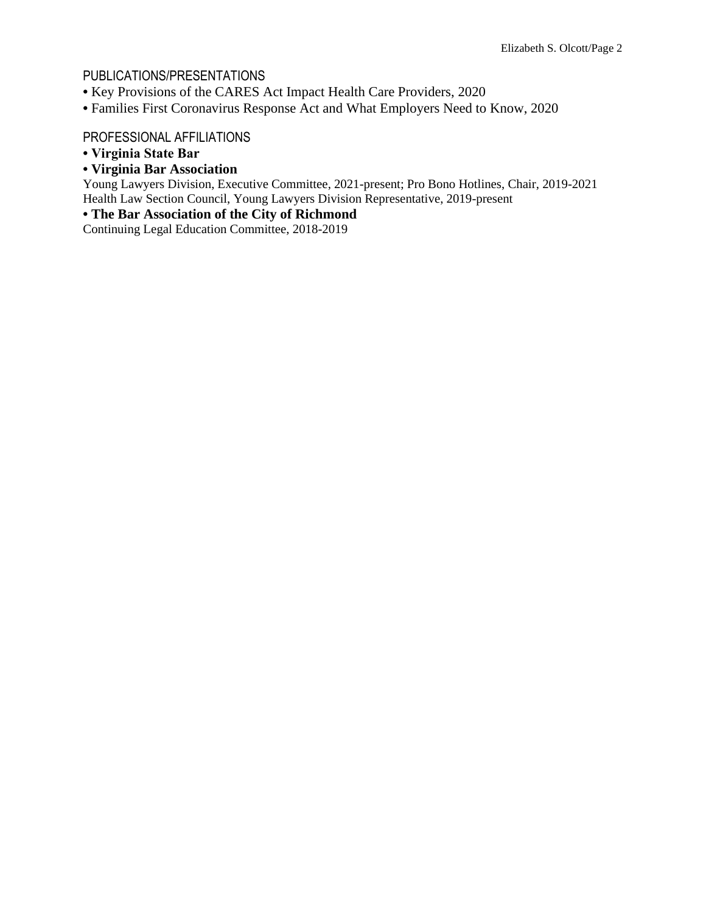## PUBLICATIONS/PRESENTATIONS

- Key Provisions of the CARES Act Impact Health Care Providers, 2020
- Families First Coronavirus Response Act and What Employers Need to Know, 2020

## PROFESSIONAL AFFILIATIONS

- **Virginia State Bar**
- **Virginia Bar Association**

Young Lawyers Division, Executive Committee, 2021-present; Pro Bono Hotlines, Chair, 2019-2021
Health Law Section Council, Young Lawyers Division Representative, 2019-present

- **The Bar Association of the City of Richmond**

Continuing Legal Education Committee, 2018-2019